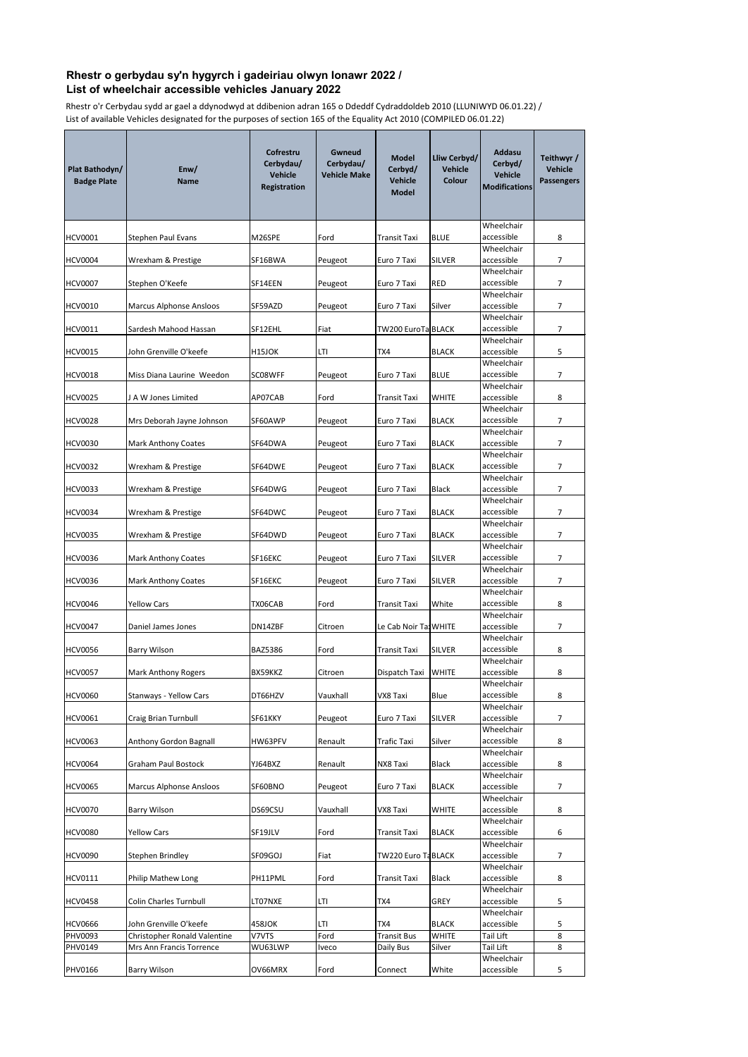**Rhestr o gerbydau sy'n hygyrch i gadeiriau olwyn Ionawr 2022 /**
**List of wheelchair accessible vehicles January 2022**

Rhestr o'r Cerbydau sydd ar gael a ddynodwyd at ddibenion adran 165 o Ddeddf Cydraddoldeb 2010 (LLUNIWYD 06.01.22) /
List of available Vehicles designated for the purposes of section 165 of the Equality Act 2010 (COMPILED 06.01.22)

| Plat Bathodyn/ Badge Plate | Enw/ Name | Cofrestru Cerbydau/ Vehicle Registration | Gwneud Cerbydau/ Vehicle Make | Model Cerbyd/ Vehicle Model | Lliw Cerbyd/ Vehicle Colour | Addasu Cerbyd/ Vehicle Modifications | Teithwyr / Vehicle Passengers |
|---|---|---|---|---|---|---|---|
| HCV0001 | Stephen Paul Evans | M26SPE | Ford | Transit Taxi | BLUE | Wheelchair accessible | 8 |
| HCV0004 | Wrexham & Prestige | SF16BWA | Peugeot | Euro 7 Taxi | SILVER | Wheelchair accessible | 7 |
| HCV0007 | Stephen O'Keefe | SF14EEN | Peugeot | Euro 7 Taxi | RED | Wheelchair accessible | 7 |
| HCV0010 | Marcus Alphonse Ansloos | SF59AZD | Peugeot | Euro 7 Taxi | Silver | Wheelchair accessible | 7 |
| HCV0011 | Sardesh Mahood Hassan | SF12EHL | Fiat | TW200 EuroTa | BLACK | Wheelchair accessible | 7 |
| HCV0015 | John Grenville O'keefe | H15JOK | LTI | TX4 | BLACK | Wheelchair accessible | 5 |
| HCV0018 | Miss Diana Laurine Weedon | SC08WFF | Peugeot | Euro 7 Taxi | BLUE | Wheelchair accessible | 7 |
| HCV0025 | J A W Jones Limited | AP07CAB | Ford | Transit Taxi | WHITE | Wheelchair accessible | 8 |
| HCV0028 | Mrs Deborah Jayne Johnson | SF60AWP | Peugeot | Euro 7 Taxi | BLACK | Wheelchair accessible | 7 |
| HCV0030 | Mark Anthony Coates | SF64DWA | Peugeot | Euro 7 Taxi | BLACK | Wheelchair accessible | 7 |
| HCV0032 | Wrexham & Prestige | SF64DWE | Peugeot | Euro 7 Taxi | BLACK | Wheelchair accessible | 7 |
| HCV0033 | Wrexham & Prestige | SF64DWG | Peugeot | Euro 7 Taxi | Black | Wheelchair accessible | 7 |
| HCV0034 | Wrexham & Prestige | SF64DWC | Peugeot | Euro 7 Taxi | BLACK | Wheelchair accessible | 7 |
| HCV0035 | Wrexham & Prestige | SF64DWD | Peugeot | Euro 7 Taxi | BLACK | Wheelchair accessible | 7 |
| HCV0036 | Mark Anthony Coates | SF16EKC | Peugeot | Euro 7 Taxi | SILVER | Wheelchair accessible | 7 |
| HCV0036 | Mark Anthony Coates | SF16EKC | Peugeot | Euro 7 Taxi | SILVER | Wheelchair accessible | 7 |
| HCV0046 | Yellow Cars | TX06CAB | Ford | Transit Taxi | White | Wheelchair accessible | 8 |
| HCV0047 | Daniel James Jones | DN14ZBF | Citroen | Le Cab Noir Ta | WHITE | Wheelchair accessible | 7 |
| HCV0056 | Barry Wilson | BAZ5386 | Ford | Transit Taxi | SILVER | Wheelchair accessible | 8 |
| HCV0057 | Mark Anthony Rogers | BX59KKZ | Citroen | Dispatch Taxi | WHITE | Wheelchair accessible | 8 |
| HCV0060 | Stanways - Yellow Cars | DT66HZV | Vauxhall | VX8 Taxi | Blue | Wheelchair accessible | 8 |
| HCV0061 | Craig Brian Turnbull | SF61KKY | Peugeot | Euro 7 Taxi | SILVER | Wheelchair accessible | 7 |
| HCV0063 | Anthony Gordon Bagnall | HW63PFV | Renault | Trafic Taxi | Silver | Wheelchair accessible | 8 |
| HCV0064 | Graham Paul Bostock | YJ64BXZ | Renault | NX8 Taxi | Black | Wheelchair accessible | 8 |
| HCV0065 | Marcus Alphonse Ansloos | SF60BNO | Peugeot | Euro 7 Taxi | BLACK | Wheelchair accessible | 7 |
| HCV0070 | Barry Wilson | DS69CSU | Vauxhall | VX8 Taxi | WHITE | Wheelchair accessible | 8 |
| HCV0080 | Yellow Cars | SF19JLV | Ford | Transit Taxi | BLACK | Wheelchair accessible | 6 |
| HCV0090 | Stephen Brindley | SF09GOJ | Fiat | TW220 Euro Ta | BLACK | Wheelchair accessible | 7 |
| HCV0111 | Philip Mathew Long | PH11PML | Ford | Transit Taxi | Black | Wheelchair accessible | 8 |
| HCV0458 | Colin Charles Turnbull | LT07NXE | LTI | TX4 | GREY | Wheelchair accessible | 5 |
| HCV0666 | John Grenville O'keefe | 458JOK | LTI | TX4 | BLACK | Wheelchair accessible | 5 |
| PHV0093 | Christopher Ronald Valentine | V7VTS | Ford | Transit Bus | WHITE | Tail Lift | 8 |
| PHV0149 | Mrs Ann Francis Torrence | WU63LWP | Iveco | Daily Bus | Silver | Tail Lift | 8 |
| PHV0166 | Barry Wilson | OV66MRX | Ford | Connect | White | Wheelchair accessible | 5 |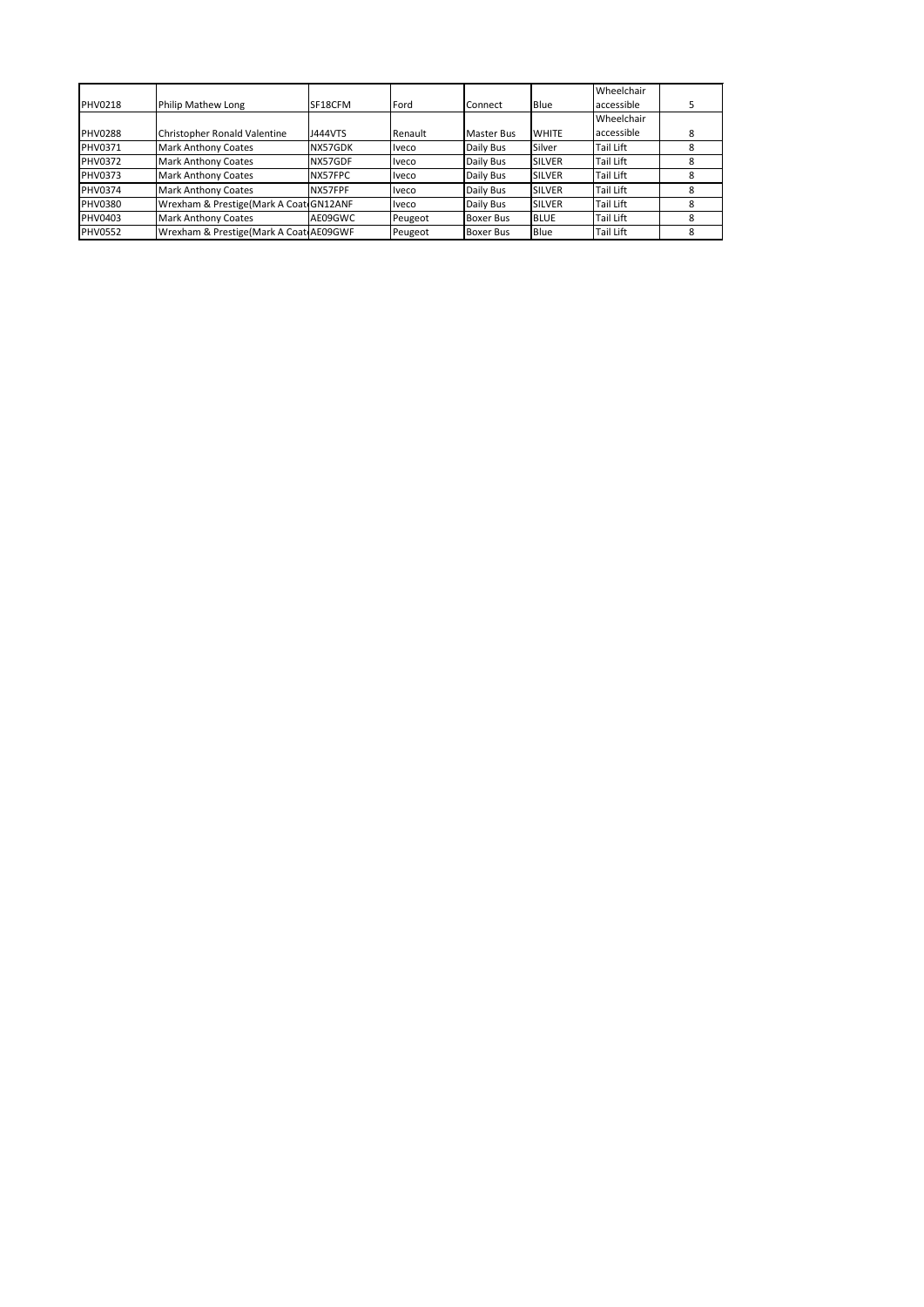| | | | | | | | |
|---|---|---|---|---|---|---|---|
| PHV0218 | Philip Mathew Long | SF18CFM | Ford | Connect | Blue | Wheelchair accessible | 5 |
| PHV0288 | Christopher Ronald Valentine | J444VTS | Renault | Master Bus | WHITE | Wheelchair accessible | 8 |
| PHV0371 | Mark Anthony Coates | NX57GDK | Iveco | Daily Bus | Silver | Tail Lift | 8 |
| PHV0372 | Mark Anthony Coates | NX57GDF | Iveco | Daily Bus | SILVER | Tail Lift | 8 |
| PHV0373 | Mark Anthony Coates | NX57FPC | Iveco | Daily Bus | SILVER | Tail Lift | 8 |
| PHV0374 | Mark Anthony Coates | NX57FPF | Iveco | Daily Bus | SILVER | Tail Lift | 8 |
| PHV0380 | Wrexham & Prestige(Mark A Coat | GN12ANF | Iveco | Daily Bus | SILVER | Tail Lift | 8 |
| PHV0403 | Mark Anthony Coates | AE09GWC | Peugeot | Boxer Bus | BLUE | Tail Lift | 8 |
| PHV0552 | Wrexham & Prestige(Mark A Coat | AE09GWF | Peugeot | Boxer Bus | Blue | Tail Lift | 8 |